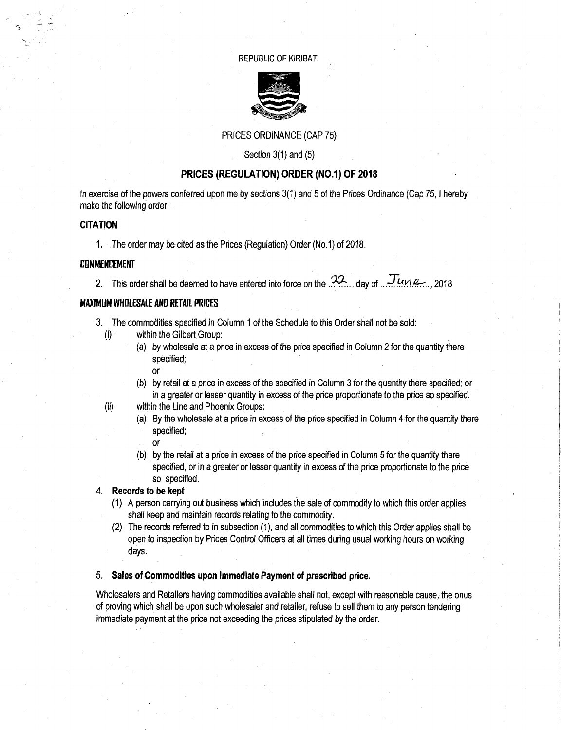REPUBLIC OF KIRIBATI

PRICES ORDINANCE (CAP 75)

Section 3(1) and (5)

# PRICES (REGULATION) ORDER (NO.1) OF 2018

In exercise of the powers conferred upon me by sections 3(1) and 5 of the Prices Ordinance (Cap 75, I hereby make the following order:

## CITATION

1. The order may be cited as the Prices (Regulation) Order (No.1) of 2018.

## COMMENCEMENT

2. This order shall be deemed to have entered into force on the 22 day of June, 2018

## MAXIMUM WHOLESALE AND RETAIL PRICES

3. The commodities specified in Column 1 of the Schedule to this Order shall not be sold:
   (i) within the Gilbert Group:
      (a) by wholesale at a price in excess of the price specified in Column 2 for the quantity there specified;
      or
      (b) by retail at a price in excess of the specified in Column 3 for the quantity there specified; or in a greater or lesser quantity in excess of the price proportionate to the price so specified.
   (ii) within the Line and Phoenix Groups:
      (a) By the wholesale at a price in excess of the price specified in Column 4 for the quantity there specified;
      or
      (b) by the retail at a price in excess of the price specified in Column 5 for the quantity there specified, or in a greater or lesser quantity in excess of the price proportionate to the price so specified.

4. **Records to be kept**
   (1) A person carrying out business which includes the sale of commodity to which this order applies shall keep and maintain records relating to the commodity.
   (2) The records referred to in subsection (1), and all commodities to which this Order applies shall be open to inspection by Prices Control Officers at all times during usual working hours on working days.

5. **Sales of Commodities upon Immediate Payment of prescribed price.**

Wholesalers and Retailers having commodities available shall not, except with reasonable cause, the onus of proving which shall be upon such wholesaler and retailer, refuse to sell them to any person tendering immediate payment at the price not exceeding the prices stipulated by the order.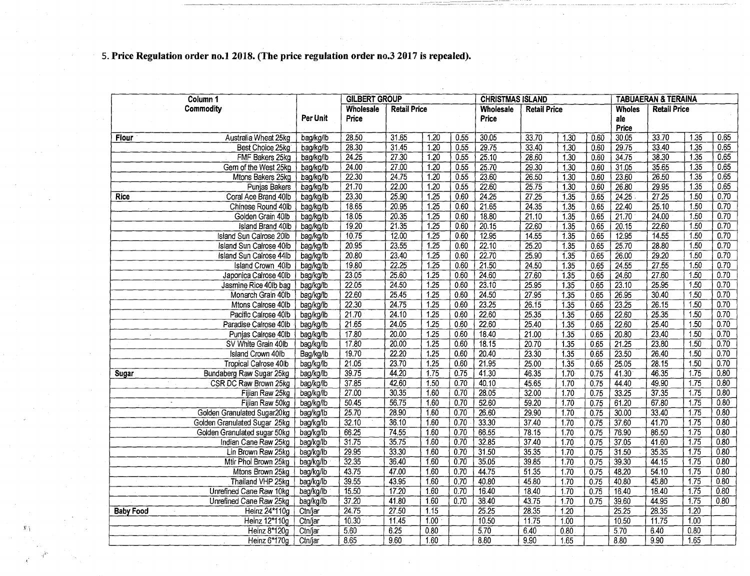5. **Price Regulation order no.1 2018. (The price regulation order no.3 2017 is repealed).**

| Column 1 Commodity | | Per Unit | GILBERT GROUP | | | | CHRISTMAS ISLAND | | | | TABUAERAN & TERAINA | | | |
|---|---|---|---|---|---|---|---|---|---|---|---|---|---|---|
| | | | Wholesale Price | Retail Price | | | Wholesale Price | Retail Price | | | Wholesale Price | Retail Price | | |
| Flour | Australia Wheat 25kg | bag/kg/lb | 28.50 | 31.65 | 1.20 | 0.55 | 30.05 | 33.70 | 1.30 | 0.60 | 30.05 | 33.70 | 1.35 | 0.65 |
| | Best Choice 25kg | bag/kg/lb | 28.30 | 31.45 | 1.20 | 0.55 | 29.75 | 33.40 | 1.30 | 0.60 | 29.75 | 33.40 | 1.35 | 0.65 |
| | FMF Bakers 25kg | bag/kg/lb | 24.25 | 27.30 | 1.20 | 0.55 | 25.10 | 28.60 | 1.30 | 0.60 | 34.75 | 38.30 | 1.35 | 0.65 |
| | Gem of the West 25kg | bag/kg/lb | 24.00 | 27.00 | 1.20 | 0.55 | 25.70 | 29.30 | 1.30 | 0.60 | 31.05 | 35.65 | 1.35 | 0.65 |
| | Mtons Bakers 25kg | bag/kg/lb | 22.30 | 24.75 | 1.20 | 0.55 | 23.60 | 26.50 | 1.30 | 0.60 | 23.60 | 26.50 | 1.35 | 0.65 |
| | Punjas Bakers | bag/kg/lb | 21.70 | 22.00 | 1.20 | 0.55 | 22.60 | 25.75 | 1.30 | 0.60 | 26.80 | 29.95 | 1.35 | 0.65 |
| Rice | Coral Ace Brand 40lb | bag/kg/lb | 23.30 | 25.90 | 1.25 | 0.60 | 24.25 | 27.25 | 1.35 | 0.65 | 24.25 | 27.25 | 1.50 | 0.70 |
| | Chinese Round 40lb | bag/kg/lb | 18.65 | 20.95 | 1.25 | 0.60 | 21.65 | 24.35 | 1.35 | 0.65 | 22.40 | 25.10 | 1.50 | 0.70 |
| | Golden Grain 40lb | bag/kg/lb | 18.05 | 20.35 | 1.25 | 0.60 | 18.80 | 21.10 | 1.35 | 0.65 | 21.70 | 24.00 | 1.50 | 0.70 |
| | Island Brand 40lb | bag/kg/lb | 19.20 | 21.35 | 1.25 | 0.60 | 20.15 | 22.60 | 1.35 | 0.65 | 20.15 | 22.60 | 1.50 | 0.70 |
| | Island Sun Calrose 20lb | bag/kg/lb | 10.75 | 12.00 | 1.25 | 0.60 | 12.95 | 14.55 | 1.35 | 0.65 | 12.95 | 14.55 | 1.50 | 0.70 |
| | Island Sun Calrose 40lb | bag/kg/lb | 20.95 | 23.55 | 1.25 | 0.60 | 22.10 | 25.20 | 1.35 | 0.65 | 25.70 | 28.80 | 1.50 | 0.70 |
| | Island Sun Calrose 44lb | bag/kg/lb | 20.80 | 23.40 | 1.25 | 0.60 | 22.70 | 25.90 | 1.35 | 0.65 | 26.00 | 29.20 | 1.50 | 0.70 |
| | Island Crown 40lb | bag/kg/lb | 19.80 | 22.25 | 1.25 | 0.60 | 21.50 | 24.50 | 1.35 | 0.65 | 24.55 | 27.55 | 1.50 | 0.70 |
| | Japonica Calrose 40lb | bag/kg/lb | 23.05 | 25.60 | 1.25 | 0.60 | 24.60 | 27.60 | 1.35 | 0.65 | 24.60 | 27.60 | 1.50 | 0.70 |
| | Jasmine Rice 40lb bag | bag/kg/lb | 22.05 | 24.50 | 1.25 | 0.60 | 23.10 | 25.95 | 1.35 | 0.65 | 23.10 | 25.95 | 1.50 | 0.70 |
| | Monarch Grain 40lb | bag/kg/lb | 22.60 | 25.45 | 1.25 | 0.60 | 24.50 | 27.95 | 1.35 | 0.65 | 26.95 | 30.40 | 1.50 | 0.70 |
| | Mtons Calrose 40lb | bag/kg/lb | 22.30 | 24.75 | 1.25 | 0.60 | 23.25 | 26.15 | 1.35 | 0.65 | 23.25 | 26.15 | 1.50 | 0.70 |
| | Pacific Calrose 40lb | bag/kg/lb | 21.70 | 24.10 | 1.25 | 0.60 | 22.60 | 25.35 | 1.35 | 0.65 | 22.60 | 25.35 | 1.50 | 0.70 |
| | Paradise Calrose 40lb | bag/kg/lb | 21.65 | 24.05 | 1.25 | 0.60 | 22.60 | 25.40 | 1.35 | 0.65 | 22.60 | 25.40 | 1.50 | 0.70 |
| | Punjas Calrose 40lb | bag/kg/lb | 17.80 | 20.00 | 1.25 | 0.60 | 18.40 | 21.00 | 1.35 | 0.65 | 20.80 | 23.40 | 1.50 | 0.70 |
| | SV White Grain 40lb | bag/kg/lb | 17.80 | 20.00 | 1.25 | 0.60 | 18.15 | 20.70 | 1.35 | 0.65 | 21.25 | 23.80 | 1.50 | 0.70 |
| | Island Crown 40lb | Bag/kg/lb | 19.70 | 22.20 | 1.25 | 0.60 | 20.40 | 23.30 | 1.35 | 0.65 | 23.50 | 26.40 | 1.50 | 0.70 |
| | Tropical Calrose 40lb | bag/kg/lb | 21.05 | 23.70 | 1.25 | 0.60 | 21.95 | 25.00 | 1.35 | 0.65 | 25.05 | 28.15 | 1.50 | 0.70 |
| Sugar | Bundaberg Raw Sugar 25kg | bag/kg/lb | 39.75 | 44.20 | 1.75 | 0.75 | 41.30 | 46.35 | 1.70 | 0.75 | 41.30 | 46.35 | 1.75 | 0.80 |
| | CSR DC Raw Brown 25kg | bag/kg/lb | 37.85 | 42.60 | 1.50 | 0.70 | 40.10 | 45.65 | 1.70 | 0.75 | 44.40 | 49.90 | 1.75 | 0.80 |
| | Fijian Raw 25kg | bag/kg/lb | 27.00 | 30.35 | 1.60 | 0.70 | 28.05 | 32.00 | 1.70 | 0.75 | 33.25 | 37.35 | 1.75 | 0.80 |
| | Fijian Raw 50kg | bag/kg/lb | 50.45 | 56.75 | 1.60 | 0.70 | 52.60 | 59.20 | 1.70 | 0.75 | 61.20 | 67.80 | 1.75 | 0.80 |
| | Golden Granulated Sugar20kg | bag/kg/lb | 25.70 | 28.90 | 1.60 | 0.70 | 26.60 | 29.90 | 1.70 | 0.75 | 30.00 | 33.40 | 1.75 | 0.80 |
| | Golden Granulated Sugar 25kg | bag/kg/lb | 32.10 | 36.10 | 1.60 | 0.70 | 33.30 | 37.40 | 1.70 | 0.75 | 37.60 | 41.70 | 1.75 | 0.80 |
| | Golden Granulated sugar 50kg | bag/kg/lb | 66.25 | 74.55 | 1.60 | 0.70 | 66.55 | 78.15 | 1.70 | 0.75 | 76.90 | 86.50 | 1.75 | 0.80 |
| | Indian Cane Raw 25kg | bag/kg/lb | 31.75 | 35.75 | 1.60 | 0.70 | 32.85 | 37.40 | 1.70 | 0.75 | 37.05 | 41.60 | 1.75 | 0.80 |
| | Lin Brown Raw 25kg | bag/kg/lb | 29.95 | 33.30 | 1.60 | 0.70 | 31.50 | 35.35 | 1.70 | 0.75 | 31.50 | 35.35 | 1.75 | 0.80 |
| | Mtir Phol Brown 25kg | bag/kg/lb | 32.35 | 36.40 | 1.60 | 0.70 | 35.05 | 39.85 | 1.70 | 0.75 | 39.30 | 44.15 | 1.75 | 0.80 |
| | Mtons Brown 25kg | bag/kg/lb | 43.75 | 47.00 | 1.60 | 0.70 | 44.75 | 51.35 | 1.70 | 0.75 | 48.20 | 54.10 | 1.75 | 0.80 |
| | Thailand VHP 25kg | bag/kg/lb | 39.55 | 43.95 | 1.60 | 0.70 | 40.80 | 45.80 | 1.70 | 0.75 | 40.80 | 45.80 | 1.75 | 0.80 |
| | Unrefined Cane Raw 10kg | bag/kg/lb | 15.50 | 17.20 | 1.60 | 0.70 | 16.40 | 18.40 | 1.70 | 0.75 | 16.40 | 18.40 | 1.75 | 0.80 |
| | Unrefined Cane Raw 25kg | bag/kg/lb | 37.20 | 41.80 | 1.60 | 0.70 | 38.40 | 43.75 | 1.70 | 0.75 | 39.60 | 44.95 | 1.75 | 0.80 |
| Baby Food | Heinz 24*110g | Ctn/jar | 24.75 | 27.50 | 1.15 | | 25.25 | 28.35 | 1.20 | | 25.25 | 28.35 | 1.20 | |
| | Heinz 12*110g | Ctn/jar | 10.30 | 11.45 | 1.00 | | 10.50 | 11.75 | 1.00 | | 10.50 | 11.75 | 1.00 | |
| | Heinz 8*120g | Ctn/jar | 5.60 | 6.25 | 0.80 | | 5.70 | 6.40 | 0.80 | | 5.70 | 6.40 | 0.80 | |
| | Heinz 6*170g | Ctn/jar | 8.65 | 9.60 | 1.60 | | 8.80 | 9.90 | 1.65 | | 8.80 | 9.90 | 1.65 | |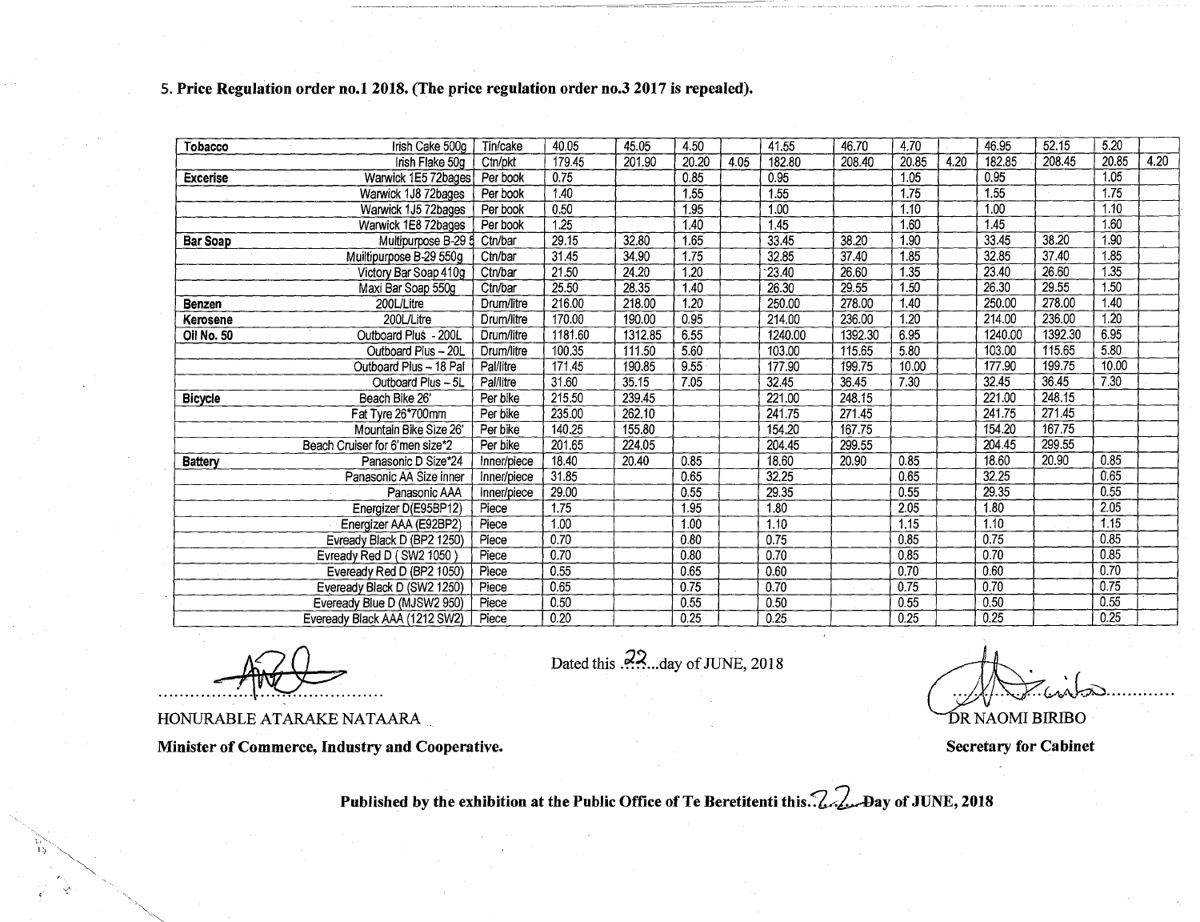5. **Price Regulation order no.1 2018. (The price regulation order no.3 2017 is repealed).**

| | | | | | | | | | | | | | | |
|---|---|---|---|---|---|---|---|---|---|---|---|---|---|---|
| **Tobacco** | Irish Cake 500g | Tin/cake | 40.05 | 45.05 | 4.50 | | 41.55 | 46.70 | 4.70 | | 46.95 | 52.15 | 5.20 | |
| | Irish Flake 50g | Ctn/pkt | 179.45 | 201.90 | 20.20 | 4.05 | 182.80 | 208.40 | 20.85 | 4.20 | 182.85 | 208.45 | 20.85 | 4.20 |
| **Excerise** | Warwick 1E5 72bages | Per book | 0.75 | | 0.85 | | 0.95 | | 1.05 | | 0.95 | | 1.05 | |
| | Warwick 1J8 72bages | Per book | 1.40 | | 1.55 | | 1.55 | | 1.75 | | 1.55 | | 1.75 | |
| | Warwick 1J5 72bages | Per book | 0.50 | | 1.95 | | 1.00 | | 1.10 | | 1.00 | | 1.10 | |
| | Warwick 1E8 72bages | Per book | 1.25 | | 1.40 | | 1.45 | | 1.60 | | 1.45 | | 1.60 | |
| **Bar Soap** | Multipurpose B-29 5 | Ctn/bar | 29.15 | 32.80 | 1.65 | | 33.45 | 38.20 | 1.90 | | 33.45 | 38.20 | 1.90 | |
| | Muiltipurpose B-29 550g | Ctn/bar | 31.45 | 34.90 | 1.75 | | 32.85 | 37.40 | 1.85 | | 32.85 | 37.40 | 1.85 | |
| | Victory Bar Soap 410g | Ctn/bar | 21.50 | 24.20 | 1.20 | | 23.40 | 26.60 | 1.35 | | 23.40 | 26.60 | 1.35 | |
| | Maxi Bar Soap 550g | Ctn/bar | 25.50 | 28.35 | 1.40 | | 26.30 | 29.55 | 1.50 | | 26.30 | 29.55 | 1.50 | |
| **Benzen** | 200L/Litre | Drum/litre | 216.00 | 218.00 | 1.20 | | 250.00 | 278.00 | 1.40 | | 250.00 | 278.00 | 1.40 | |
| **Kerosene** | 200L/Litre | Drum/litre | 170.00 | 190.00 | 0.95 | | 214.00 | 236.00 | 1.20 | | 214.00 | 236.00 | 1.20 | |
| **Oil No. 50** | Outboard Plus - 200L | Drum/litre | 1181.60 | 1312.85 | 6.55 | | 1240.00 | 1392.30 | 6.95 | | 1240.00 | 1392.30 | 6.95 | |
| | Outboard Plus – 20L | Drum/litre | 100.35 | 111.50 | 5.60 | | 103.00 | 115.65 | 5.80 | | 103.00 | 115.65 | 5.80 | |
| | Outboard Plus – 18 Pal | Pal/litre | 171.45 | 190.85 | 9.55 | | 177.90 | 199.75 | 10.00 | | 177.90 | 199.75 | 10.00 | |
| | Outboard Plus – 5L | Pal/litre | 31.60 | 35.15 | 7.05 | | 32.45 | 36.45 | 7.30 | | 32.45 | 36.45 | 7.30 | |
| **Bicycle** | Beach Bike 26' | Per bike | 215.50 | 239.45 | | | 221.00 | 248.15 | | | 221.00 | 248.15 | | |
| | Fat Tyre 26*700mm | Per bike | 235.00 | 262.10 | | | 241.75 | 271.45 | | | 241.75 | 271.45 | | |
| | Mountain Bike Size 26' | Per bike | 140.25 | 155.80 | | | 154.20 | 167.75 | | | 154.20 | 167.75 | | |
| | Beach Cruiser for 6'men size*2 | Per bike | 201.65 | 224.05 | | | 204.45 | 299.55 | | | 204.45 | 299.55 | | |
| **Battery** | Panasonic D Size*24 | Inner/piece | 18.40 | 20.40 | 0.85 | | 18.60 | 20.90 | 0.85 | | 18.60 | 20.90 | 0.85 | |
| | Panasonic AA Size inner | Inner/piece | 31.85 | | 0.65 | | 32.25 | | 0.65 | | 32.25 | | 0.65 | |
| | Panasonic AAA | Inner/piece | 29.00 | | 0.55 | | 29.35 | | 0.55 | | 29.35 | | 0.55 | |
| | Energizer D(E95BP12) | Piece | 1.75 | | 1.95 | | 1.80 | | 2.05 | | 1.80 | | 2.05 | |
| | Energizer AAA (E92BP2) | Piece | 1.00 | | 1.00 | | 1.10 | | 1.15 | | 1.10 | | 1.15 | |
| | Evready Black D (BP2 1250) | Piece | 0.70 | | 0.80 | | 0.75 | | 0.85 | | 0.75 | | 0.85 | |
| | Evready Red D ( SW2 1050 ) | Piece | 0.70 | | 0.80 | | 0.70 | | 0.85 | | 0.70 | | 0.85 | |
| | Eveready Red D (BP2 1050) | Piece | 0.55 | | 0.65 | | 0.60 | | 0.70 | | 0.60 | | 0.70 | |
| | Eveready Black D (SW2 1250) | Piece | 0.65 | | 0.75 | | 0.70 | | 0.75 | | 0.70 | | 0.75 | |
| | Eveready Blue D (MJSW2 950) | Piece | 0.50 | | 0.55 | | 0.50 | | 0.55 | | 0.50 | | 0.55 | |
| | Eveready Black AAA (1212 SW2) | Piece | 0.20 | | 0.25 | | 0.25 | | 0.25 | | 0.25 | | 0.25 | |

Dated this 22 day of JUNE, 2018

HONURABLE ATARAKE NATAARA
**Minister of Commerce, Industry and Cooperative.**

DR NAOMI BIRIBO
**Secretary for Cabinet**

**Published by the exhibition at the Public Office of Te Beretitenti this 22 Day of JUNE, 2018**